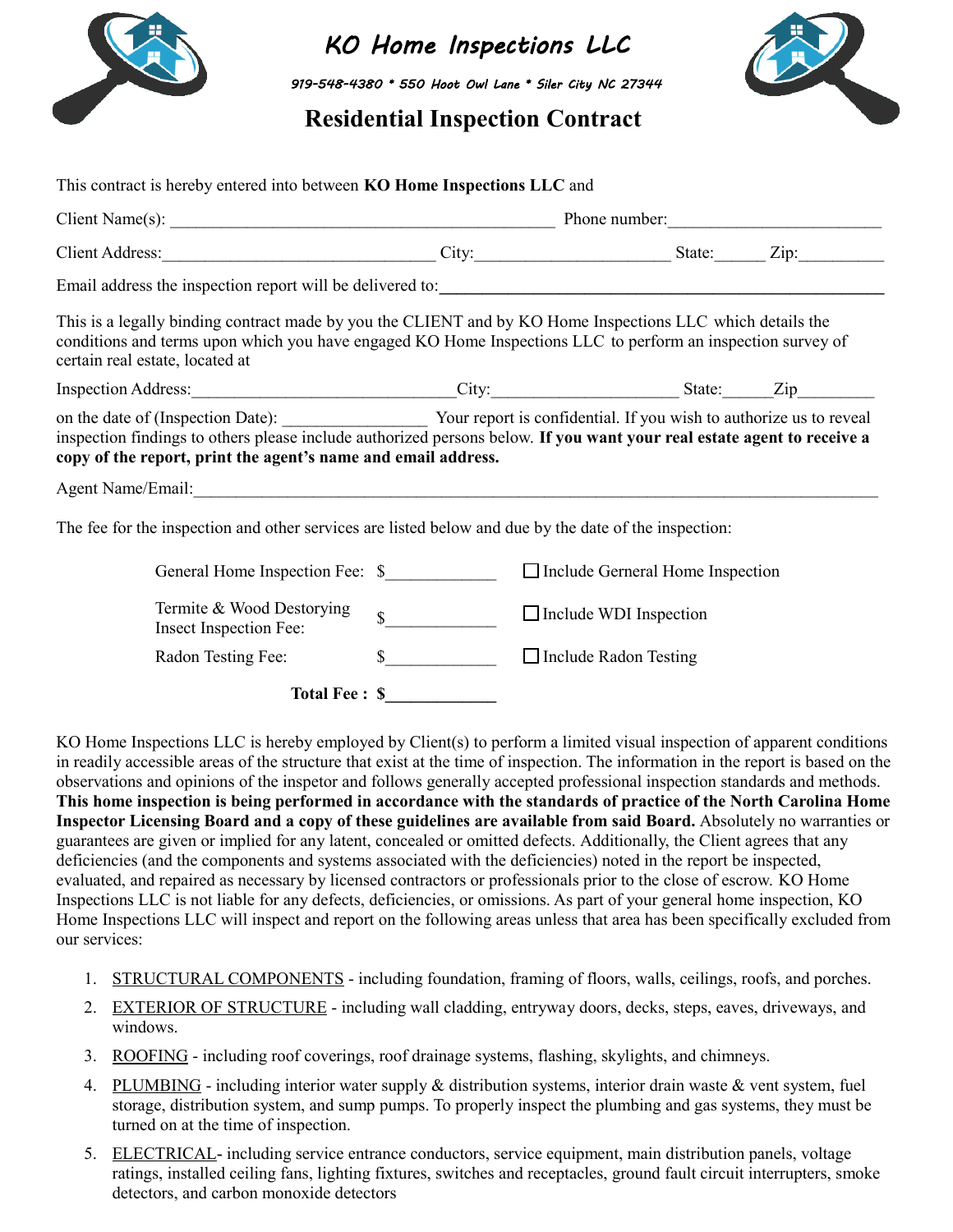# KO Home Inspections LLC

919-548-4380 * 550 Hoot Owl Lane * Siler City NC 27344

## Residential Inspection Contract

This contract is hereby entered into between **KO Home Inspections LLC** and

Client Name(s): _____________________________________________ Phone number:________________________

Client Address:_______________________________ City:______________________ State:______ Zip:__________

Email address the inspection report will be delivered to:**___________________________________________________**

This is a legally binding contract made by you the CLIENT and by KO Home Inspections LLC which details the conditions and terms upon which you have engaged KO Home Inspections LLC to perform an inspection survey of certain real estate, located at

Inspection Address:______________________________City:_____________________ State:______Zip_________

on the date of (Inspection Date): _________________ Your report is confidential. If you wish to authorize us to reveal inspection findings to others please include authorized persons below. **If you want your real estate agent to receive a copy of the report, print the agent's name and email address.**

Agent Name/Email:________________________________________________________________________________

The fee for the inspection and other services are listed below and due by the date of the inspection:

| | | |
|---|---|---|
| General Home Inspection Fee: | $_____________ | ☐ Include Gerneral Home Inspection |
| Termite & Wood Destorying Insect Inspection Fee: | $_____________ | ☐ Include WDI Inspection |
| Radon Testing Fee: | $_____________ | ☐ Include Radon Testing |
| **Total Fee :** | **$_____________** | |

KO Home Inspections LLC is hereby employed by Client(s) to perform a limited visual inspection of apparent conditions in readily accessible areas of the structure that exist at the time of inspection. The information in the report is based on the observations and opinions of the inspetor and follows generally accepted professional inspection standards and methods. **This home inspection is being performed in accordance with the standards of practice of the North Carolina Home Inspector Licensing Board and a copy of these guidelines are available from said Board.** Absolutely no warranties or guarantees are given or implied for any latent, concealed or omitted defects. Additionally, the Client agrees that any deficiencies (and the components and systems associated with the deficiencies) noted in the report be inspected, evaluated, and repaired as necessary by licensed contractors or professionals prior to the close of escrow. KO Home Inspections LLC is not liable for any defects, deficiencies, or omissions. As part of your general home inspection, KO Home Inspections LLC will inspect and report on the following areas unless that area has been specifically excluded from our services:

1. STRUCTURAL COMPONENTS - including foundation, framing of floors, walls, ceilings, roofs, and porches.
2. EXTERIOR OF STRUCTURE - including wall cladding, entryway doors, decks, steps, eaves, driveways, and windows.
3. ROOFING - including roof coverings, roof drainage systems, flashing, skylights, and chimneys.
4. PLUMBING - including interior water supply & distribution systems, interior drain waste & vent system, fuel storage, distribution system, and sump pumps. To properly inspect the plumbing and gas systems, they must be turned on at the time of inspection.
5. ELECTRICAL- including service entrance conductors, service equipment, main distribution panels, voltage ratings, installed ceiling fans, lighting fixtures, switches and receptacles, ground fault circuit interrupters, smoke detectors, and carbon monoxide detectors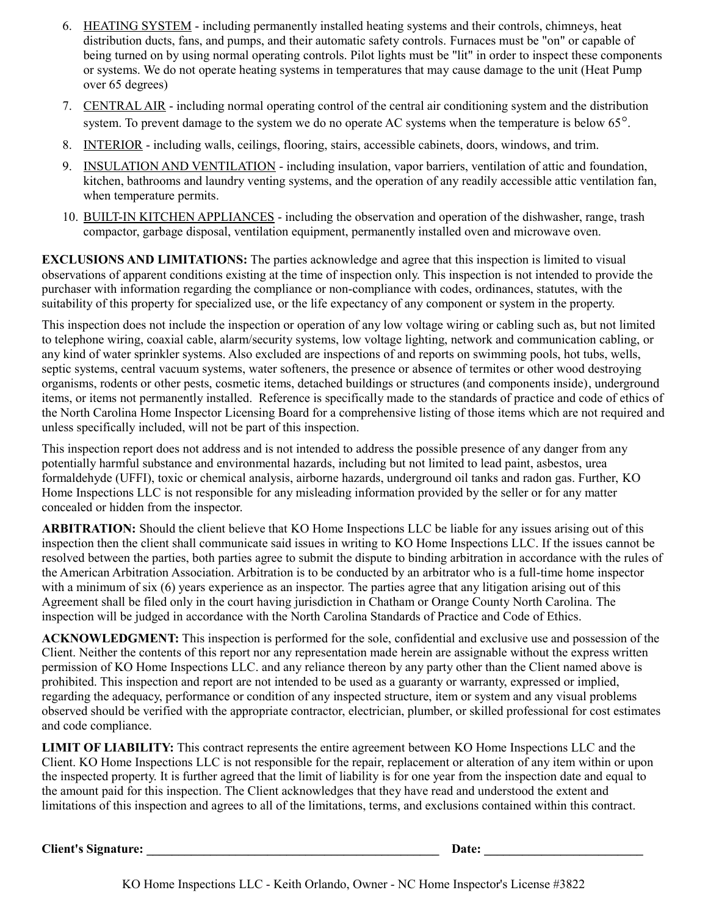6. <u>HEATING SYSTEM</u> - including permanently installed heating systems and their controls, chimneys, heat distribution ducts, fans, and pumps, and their automatic safety controls. Furnaces must be "on" or capable of being turned on by using normal operating controls. Pilot lights must be "lit" in order to inspect these components or systems. We do not operate heating systems in temperatures that may cause damage to the unit (Heat Pump over 65 degrees)
7. <u>CENTRAL AIR</u> - including normal operating control of the central air conditioning system and the distribution system. To prevent damage to the system we do no operate AC systems when the temperature is below 65°.
8. <u>INTERIOR</u> - including walls, ceilings, flooring, stairs, accessible cabinets, doors, windows, and trim.
9. <u>INSULATION AND VENTILATION</u> - including insulation, vapor barriers, ventilation of attic and foundation, kitchen, bathrooms and laundry venting systems, and the operation of any readily accessible attic ventilation fan, when temperature permits.
10. <u>BUILT-IN KITCHEN APPLIANCES</u> - including the observation and operation of the dishwasher, range, trash compactor, garbage disposal, ventilation equipment, permanently installed oven and microwave oven.

**EXCLUSIONS AND LIMITATIONS:** The parties acknowledge and agree that this inspection is limited to visual observations of apparent conditions existing at the time of inspection only. This inspection is not intended to provide the purchaser with information regarding the compliance or non-compliance with codes, ordinances, statutes, with the suitability of this property for specialized use, or the life expectancy of any component or system in the property.

This inspection does not include the inspection or operation of any low voltage wiring or cabling such as, but not limited to telephone wiring, coaxial cable, alarm/security systems, low voltage lighting, network and communication cabling, or any kind of water sprinkler systems. Also excluded are inspections of and reports on swimming pools, hot tubs, wells, septic systems, central vacuum systems, water softeners, the presence or absence of termites or other wood destroying organisms, rodents or other pests, cosmetic items, detached buildings or structures (and components inside), underground items, or items not permanently installed. Reference is specifically made to the standards of practice and code of ethics of the North Carolina Home Inspector Licensing Board for a comprehensive listing of those items which are not required and unless specifically included, will not be part of this inspection.

This inspection report does not address and is not intended to address the possible presence of any danger from any potentially harmful substance and environmental hazards, including but not limited to lead paint, asbestos, urea formaldehyde (UFFI), toxic or chemical analysis, airborne hazards, underground oil tanks and radon gas. Further, KO Home Inspections LLC is not responsible for any misleading information provided by the seller or for any matter concealed or hidden from the inspector.

**ARBITRATION:** Should the client believe that KO Home Inspections LLC be liable for any issues arising out of this inspection then the client shall communicate said issues in writing to KO Home Inspections LLC. If the issues cannot be resolved between the parties, both parties agree to submit the dispute to binding arbitration in accordance with the rules of the American Arbitration Association. Arbitration is to be conducted by an arbitrator who is a full-time home inspector with a minimum of six (6) years experience as an inspector. The parties agree that any litigation arising out of this Agreement shall be filed only in the court having jurisdiction in Chatham or Orange County North Carolina. The inspection will be judged in accordance with the North Carolina Standards of Practice and Code of Ethics.

**ACKNOWLEDGMENT:** This inspection is performed for the sole, confidential and exclusive use and possession of the Client. Neither the contents of this report nor any representation made herein are assignable without the express written permission of KO Home Inspections LLC. and any reliance thereon by any party other than the Client named above is prohibited. This inspection and report are not intended to be used as a guaranty or warranty, expressed or implied, regarding the adequacy, performance or condition of any inspected structure, item or system and any visual problems observed should be verified with the appropriate contractor, electrician, plumber, or skilled professional for cost estimates and code compliance.

**LIMIT OF LIABILITY:** This contract represents the entire agreement between KO Home Inspections LLC and the Client. KO Home Inspections LLC is not responsible for the repair, replacement or alteration of any item within or upon the inspected property. It is further agreed that the limit of liability is for one year from the inspection date and equal to the amount paid for this inspection. The Client acknowledges that they have read and understood the extent and limitations of this inspection and agrees to all of the limitations, terms, and exclusions contained within this contract.

**Client's Signature:** ________________________________________________ **Date:** __________________________

KO Home Inspections LLC - Keith Orlando, Owner - NC Home Inspector's License #3822